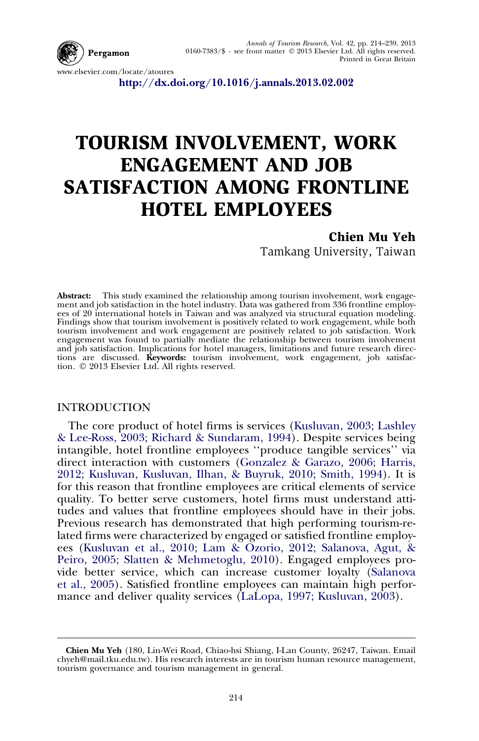http://dx.doi.org/10.1016/j.annals.2013.02.002

# TOURISM INVOLVEMENT, WORK ENGAGEMENT AND JOB SATISFACTION AMONG FRONTLINE HOTEL EMPLOYEES

**Chien Mu Yeh**
Tamkang University, Taiwan

**Abstract:** This study examined the relationship among tourism involvement, work engagement and job satisfaction in the hotel industry. Data was gathered from 336 frontline employees of 20 international hotels in Taiwan and was analyzed via structural equation modeling. Findings show that tourism involvement is positively related to work engagement, while both tourism involvement and work engagement are positively related to job satisfaction. Work engagement was found to partially mediate the relationship between tourism involvement and job satisfaction. Implications for hotel managers, limitations and future research directions are discussed. **Keywords:** tourism involvement, work engagement, job satisfaction. © 2013 Elsevier Ltd. All rights reserved.

## INTRODUCTION

The core product of hotel firms is services (Kusluvan, 2003; Lashley & Lee-Ross, 2003; Richard & Sundaram, 1994). Despite services being intangible, hotel frontline employees ''produce tangible services'' via direct interaction with customers (Gonzalez & Garazo, 2006; Harris, 2012; Kusluvan, Kusluvan, Ilhan, & Buyruk, 2010; Smith, 1994). It is for this reason that frontline employees are critical elements of service quality. To better serve customers, hotel firms must understand attitudes and values that frontline employees should have in their jobs. Previous research has demonstrated that high performing tourism-related firms were characterized by engaged or satisfied frontline employees (Kusluvan et al., 2010; Lam & Ozorio, 2012; Salanova, Agut, & Peiro, 2005; Slatten & Mehmetoglu, 2010). Engaged employees provide better service, which can increase customer loyalty (Salanova et al., 2005). Satisfied frontline employees can maintain high performance and deliver quality services (LaLopa, 1997; Kusluvan, 2003).

---

**Chien Mu Yeh** (180, Lin-Wei Road, Chiao-hsi Shiang, I-Lan County, 26247, Taiwan. Email chyeh@mail.tku.edu.tw). His research interests are in tourism human resource management, tourism governance and tourism management in general.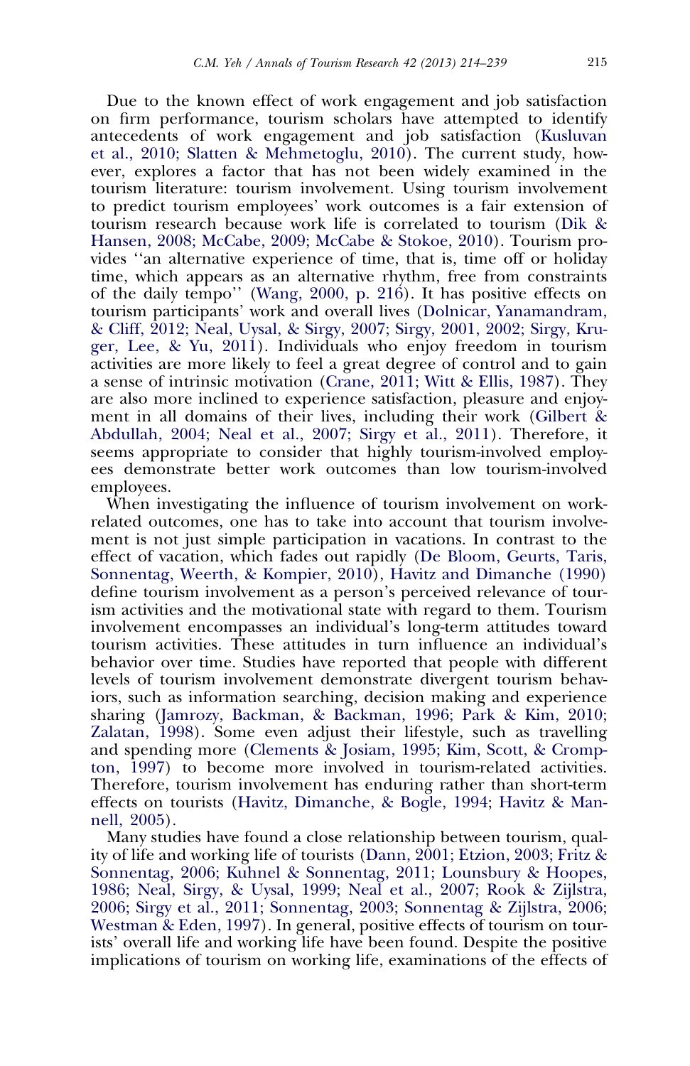Due to the known effect of work engagement and job satisfaction on firm performance, tourism scholars have attempted to identify antecedents of work engagement and job satisfaction (Kusluvan et al., 2010; Slatten & Mehmetoglu, 2010). The current study, however, explores a factor that has not been widely examined in the tourism literature: tourism involvement. Using tourism involvement to predict tourism employees' work outcomes is a fair extension of tourism research because work life is correlated to tourism (Dik & Hansen, 2008; McCabe, 2009; McCabe & Stokoe, 2010). Tourism provides ''an alternative experience of time, that is, time off or holiday time, which appears as an alternative rhythm, free from constraints of the daily tempo'' (Wang, 2000, p. 216). It has positive effects on tourism participants' work and overall lives (Dolnicar, Yanamandram, & Cliff, 2012; Neal, Uysal, & Sirgy, 2007; Sirgy, 2001, 2002; Sirgy, Kruger, Lee, & Yu, 2011). Individuals who enjoy freedom in tourism activities are more likely to feel a great degree of control and to gain a sense of intrinsic motivation (Crane, 2011; Witt & Ellis, 1987). They are also more inclined to experience satisfaction, pleasure and enjoyment in all domains of their lives, including their work (Gilbert & Abdullah, 2004; Neal et al., 2007; Sirgy et al., 2011). Therefore, it seems appropriate to consider that highly tourism-involved employees demonstrate better work outcomes than low tourism-involved employees.

When investigating the influence of tourism involvement on work-related outcomes, one has to take into account that tourism involvement is not just simple participation in vacations. In contrast to the effect of vacation, which fades out rapidly (De Bloom, Geurts, Taris, Sonnentag, Weerth, & Kompier, 2010), Havitz and Dimanche (1990) define tourism involvement as a person's perceived relevance of tourism activities and the motivational state with regard to them. Tourism involvement encompasses an individual's long-term attitudes toward tourism activities. These attitudes in turn influence an individual's behavior over time. Studies have reported that people with different levels of tourism involvement demonstrate divergent tourism behaviors, such as information searching, decision making and experience sharing (Jamrozy, Backman, & Backman, 1996; Park & Kim, 2010; Zalatan, 1998). Some even adjust their lifestyle, such as travelling and spending more (Clements & Josiam, 1995; Kim, Scott, & Crompton, 1997) to become more involved in tourism-related activities. Therefore, tourism involvement has enduring rather than short-term effects on tourists (Havitz, Dimanche, & Bogle, 1994; Havitz & Mannell, 2005).

Many studies have found a close relationship between tourism, quality of life and working life of tourists (Dann, 2001; Etzion, 2003; Fritz & Sonnentag, 2006; Kuhnel & Sonnentag, 2011; Lounsbury & Hoopes, 1986; Neal, Sirgy, & Uysal, 1999; Neal et al., 2007; Rook & Zijlstra, 2006; Sirgy et al., 2011; Sonnentag, 2003; Sonnentag & Zijlstra, 2006; Westman & Eden, 1997). In general, positive effects of tourism on tourists' overall life and working life have been found. Despite the positive implications of tourism on working life, examinations of the effects of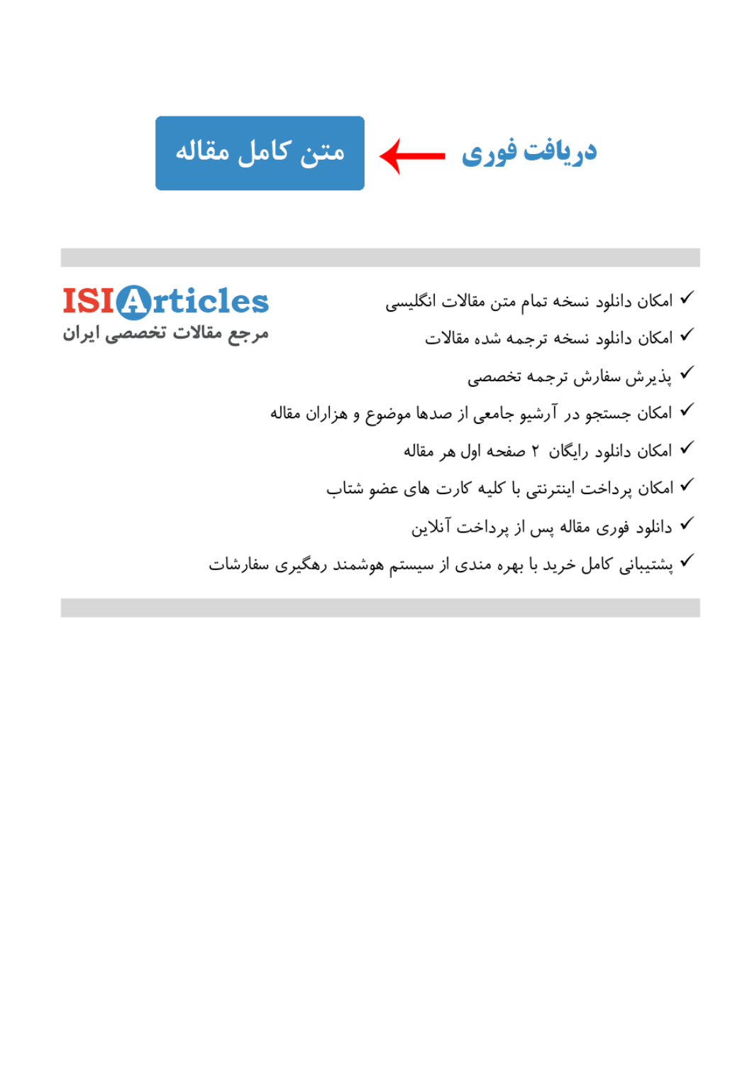دریافت فوری ← متن کامل مقاله

ISIArticles
مرجع مقالات تخصصی ایران

- ✓ امکان دانلود نسخه تمام متن مقالات انگلیسی
- ✓ امکان دانلود نسخه ترجمه شده مقالات
- ✓ پذیرش سفارش ترجمه تخصصی
- ✓ امکان جستجو در آرشیو جامعی از صدها موضوع و هزاران مقاله
- ✓ امکان دانلود رایگان ۲ صفحه اول هر مقاله
- ✓ امکان پرداخت اینترنتی با کلیه کارت های عضو شتاب
- ✓ دانلود فوری مقاله پس از پرداخت آنلاین
- ✓ پشتیبانی کامل خرید با بهره مندی از سیستم هوشمند رهگیری سفارشات